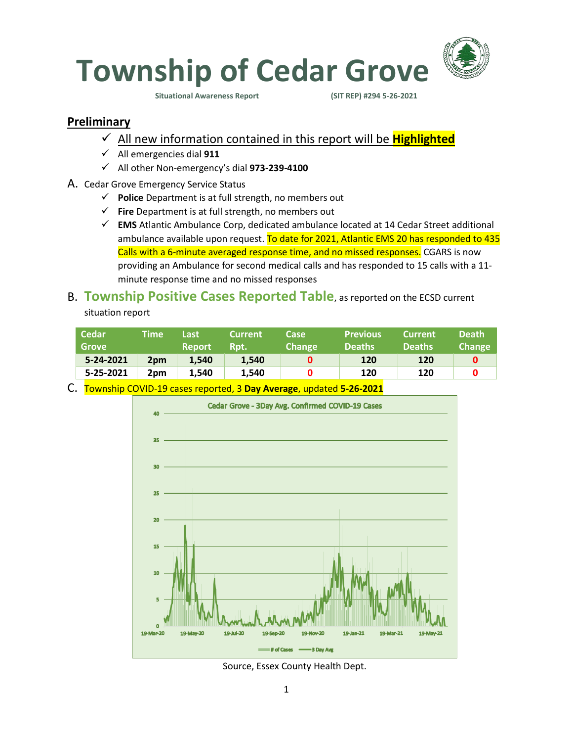# Township of Cedar Grove

**Situational Awareness Report** **(SIT REP) #294 5-26-2021**

## Preliminary

- ✓ All new information contained in this report will be **Highlighted**
- ✓ All emergencies dial **911**
- ✓ All other Non-emergency's dial **973-239-4100**

A. Cedar Grove Emergency Service Status

- ✓ **Police** Department is at full strength, no members out
- ✓ **Fire** Department is at full strength, no members out
- ✓ **EMS** Atlantic Ambulance Corp, dedicated ambulance located at 14 Cedar Street additional ambulance available upon request. To date for 2021, Atlantic EMS 20 has responded to 435 Calls with a 6-minute averaged response time, and no missed responses. CGARS is now providing an Ambulance for second medical calls and has responded to 15 calls with a 11-minute response time and no missed responses

B. **Township Positive Cases Reported Table**, as reported on the ECSD current situation report

| Cedar Grove | Time | Last Report | Current Rpt. | Case Change | Previous Deaths | Current Deaths | Death Change |
|---|---|---|---|---|---|---|---|
| **5-24-2021** | **2pm** | **1,540** | **1,540** | **0** | **120** | **120** | **0** |
| **5-25-2021** | **2pm** | **1,540** | **1,540** | **0** | **120** | **120** | **0** |

C. Township COVID-19 cases reported, 3 **Day Average**, updated **5-26-2021**

Source, Essex County Health Dept.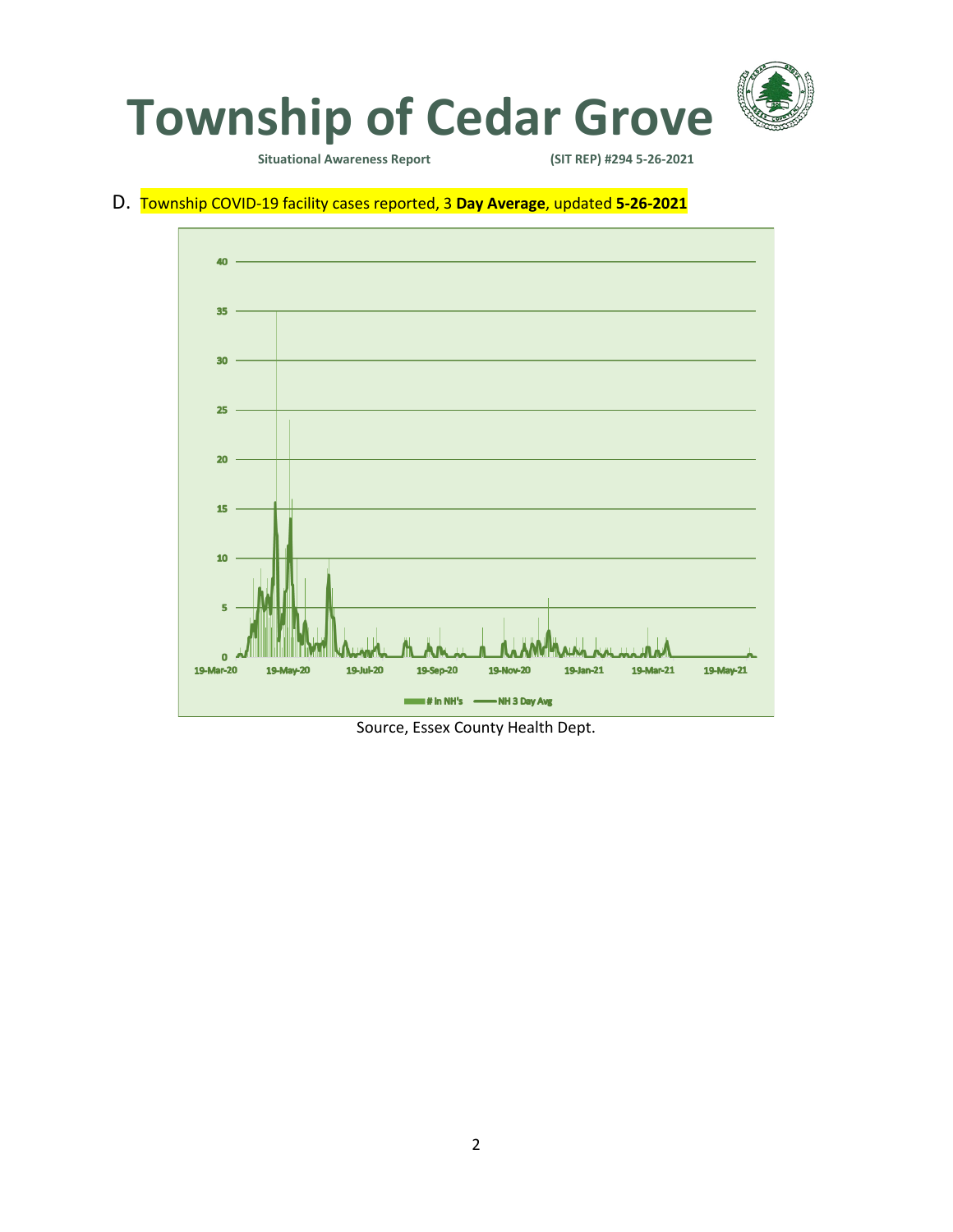# Township of Cedar Grove

Situational Awareness Report (SIT REP) #294 5-26-2021

D. Township COVID-19 facility cases reported, 3 **Day Average**, updated **5-26-2021**

Source, Essex County Health Dept.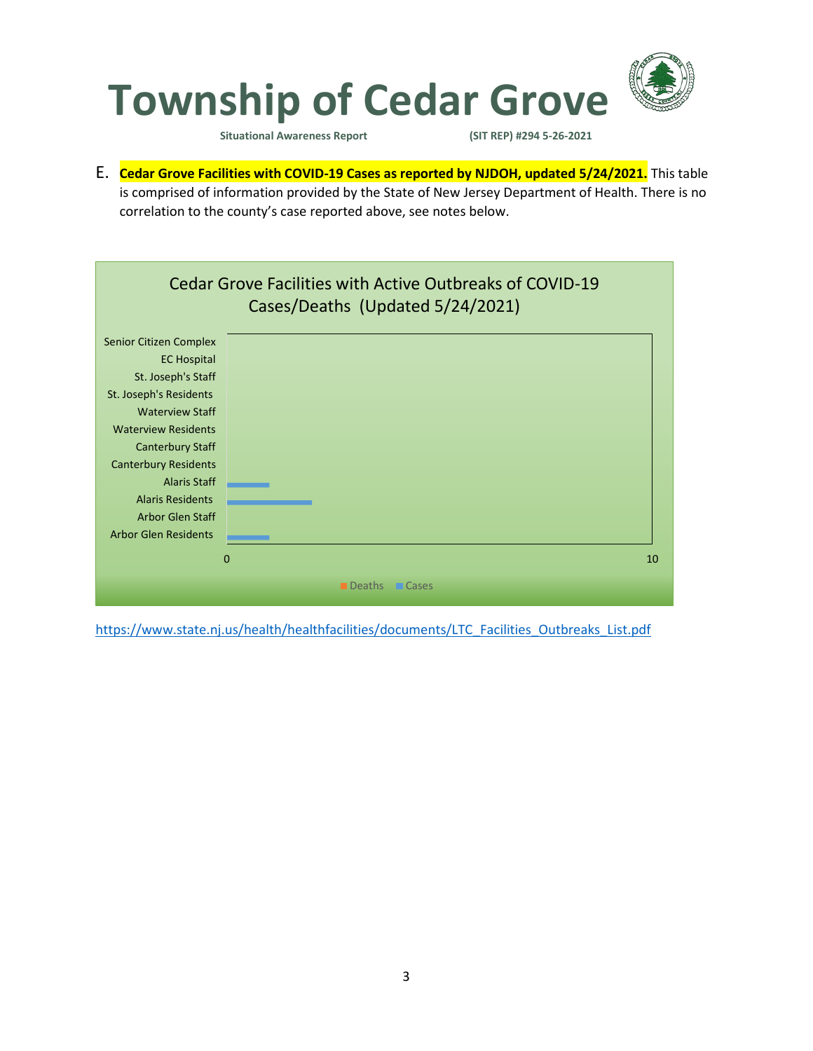# Township of Cedar Grove

**Situational Awareness Report** **(SIT REP) #294 5-26-2021**

E. **Cedar Grove Facilities with COVID-19 Cases as reported by NJDOH, updated 5/24/2021.** This table is comprised of information provided by the State of New Jersey Department of Health. There is no correlation to the county's case reported above, see notes below.

Cedar Grove Facilities with Active Outbreaks of COVID-19 Cases/Deaths (Updated 5/24/2021)

| Facility | Deaths | Cases |
|---|---|---|
| Senior Citizen Complex | | |
| EC Hospital | | |
| St. Joseph's Staff | | |
| St. Joseph's Residents | | |
| Waterview Staff | | |
| Waterview Residents | | |
| Canterbury Staff | | |
| Canterbury Residents | | |
| Alaris Staff | | 1 |
| Alaris Residents | | 2 |
| Arbor Glen Staff | | |
| Arbor Glen Residents | | 1 |

https://www.state.nj.us/health/healthfacilities/documents/LTC_Facilities_Outbreaks_List.pdf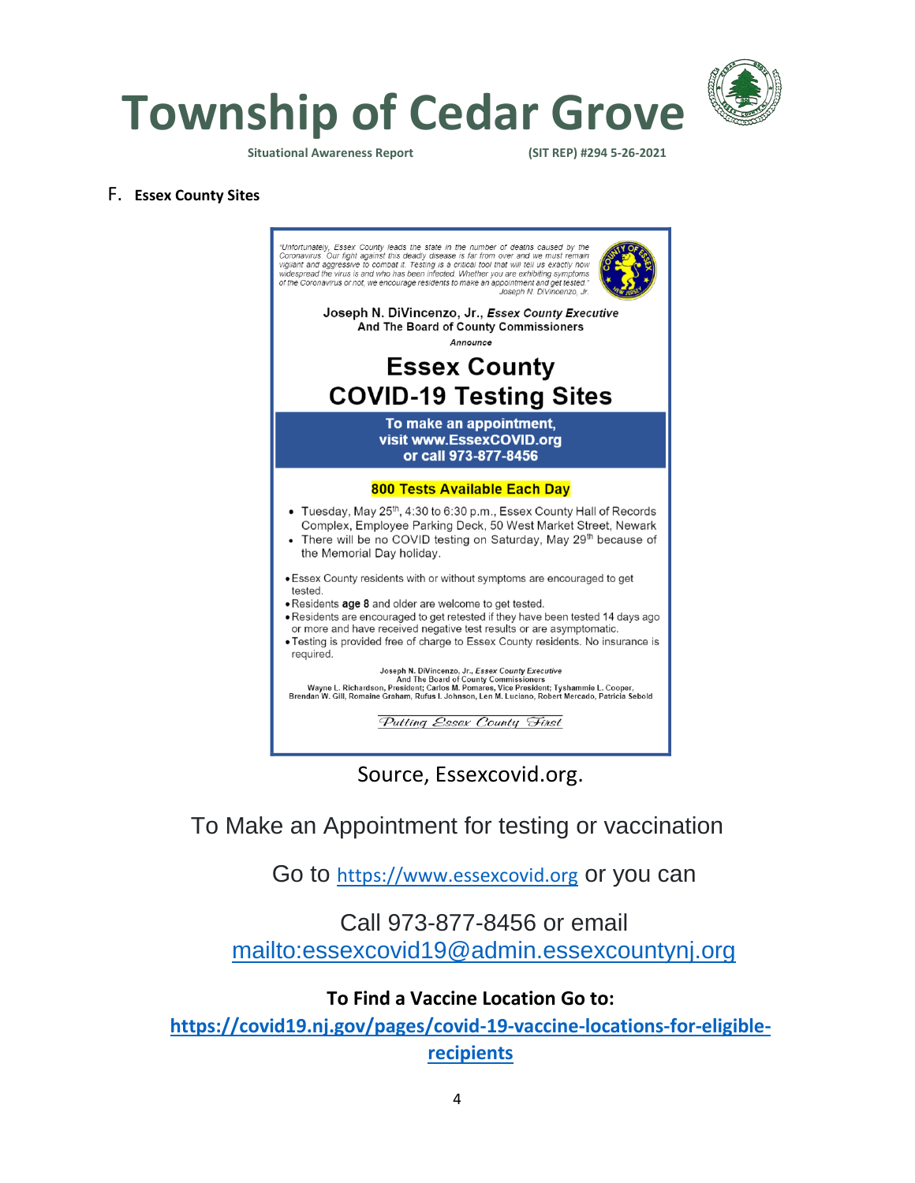F. **Essex County Sites**

"Unfortunately, Essex County leads the state in the number of deaths caused by the Coronavirus. Our fight against this deadly disease is far from over and we must remain vigilant and aggressive to combat it. Testing is a critical tool that will tell us exactly how widespread the virus is and who has been infected. Whether you are exhibiting symptoms of the Coronavirus or not, we encourage residents to make an appointment and get tested."
Joseph N. DiVincenzo, Jr.

**Joseph N. DiVincenzo, Jr., *Essex County Executive***
**And The Board of County Commissioners**
***Announce***

## Essex County COVID-19 Testing Sites

**To make an appointment, visit www.EssexCOVID.org or call 973-877-8456**

**800 Tests Available Each Day**

- Tuesday, May 25th, 4:30 to 6:30 p.m., Essex County Hall of Records Complex, Employee Parking Deck, 50 West Market Street, Newark
- There will be no COVID testing on Saturday, May 29th because of the Memorial Day holiday.

- Essex County residents with or without symptoms are encouraged to get tested.
- Residents **age 8** and older are welcome to get tested.
- Residents are encouraged to get retested if they have been tested 14 days ago or more and have received negative test results or are asymptomatic.
- Testing is provided free of charge to Essex County residents. No insurance is required.

**Joseph N. DiVincenzo, Jr., *Essex County Executive***
**And The Board of County Commissioners**
**Wayne L. Richardson, President; Carlos M. Pomares, Vice President; Tyshammie L. Cooper, Brendan W. Gill, Romaine Graham, Rufus I. Johnson, Len M. Luciano, Robert Mercado, Patricia Sebold**

*Putting Essex County First*

Source, Essexcovid.org.

To Make an Appointment for testing or vaccination

Go to https://www.essexcovid.org or you can

Call 973-877-8456 or email mailto:essexcovid19@admin.essexcountynj.org

**To Find a Vaccine Location Go to:**

**https://covid19.nj.gov/pages/covid-19-vaccine-locations-for-eligible-recipients**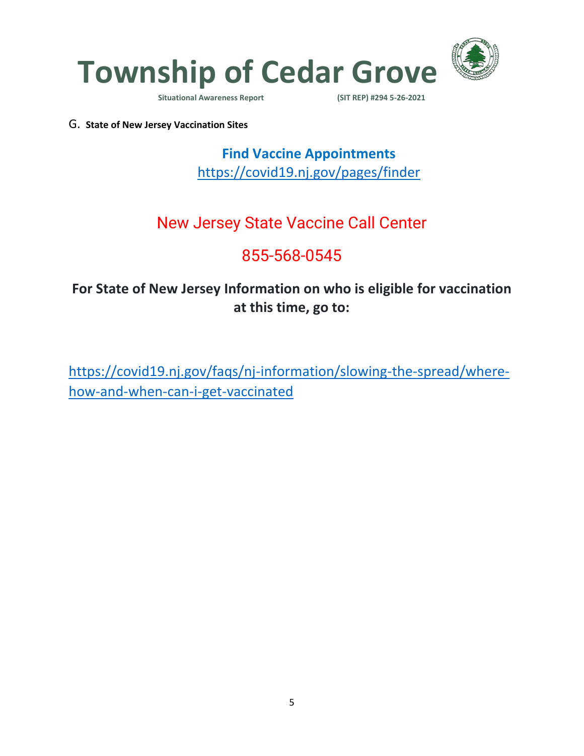G. **State of New Jersey Vaccination Sites**

**Find Vaccine Appointments**

https://covid19.nj.gov/pages/finder

New Jersey State Vaccine Call Center

855-568-0545

**For State of New Jersey Information on who is eligible for vaccination at this time, go to:**

https://covid19.nj.gov/faqs/nj-information/slowing-the-spread/where-how-and-when-can-i-get-vaccinated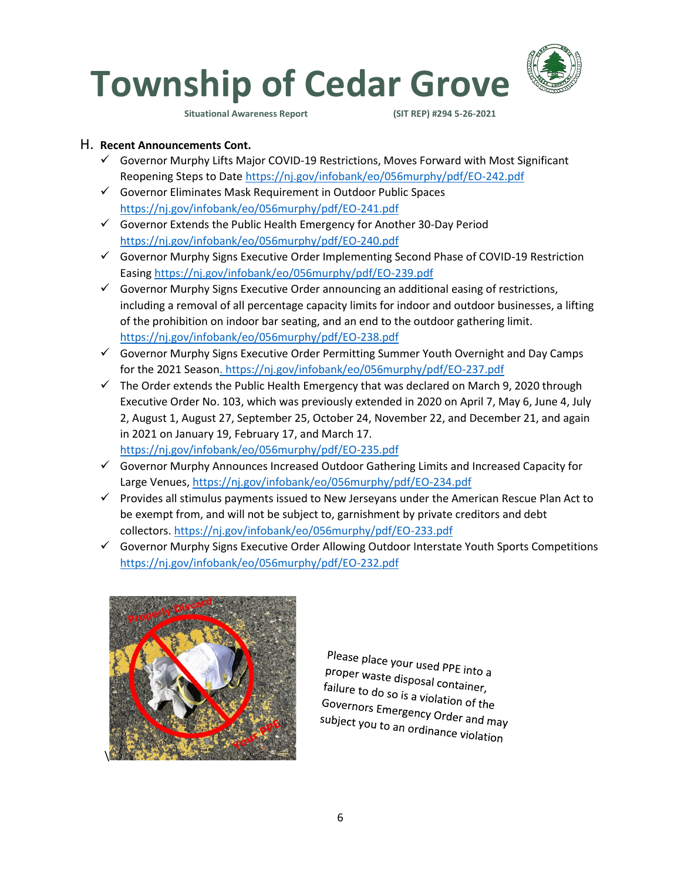# Township of Cedar Grove

**Situational Awareness Report** **(SIT REP) #294 5-26-2021**

H. **Recent Announcements Cont.**

- ✓ Governor Murphy Lifts Major COVID-19 Restrictions, Moves Forward with Most Significant Reopening Steps to Date https://nj.gov/infobank/eo/056murphy/pdf/EO-242.pdf
- ✓ Governor Eliminates Mask Requirement in Outdoor Public Spaces https://nj.gov/infobank/eo/056murphy/pdf/EO-241.pdf
- ✓ Governor Extends the Public Health Emergency for Another 30-Day Period https://nj.gov/infobank/eo/056murphy/pdf/EO-240.pdf
- ✓ Governor Murphy Signs Executive Order Implementing Second Phase of COVID-19 Restriction Easing https://nj.gov/infobank/eo/056murphy/pdf/EO-239.pdf
- ✓ Governor Murphy Signs Executive Order announcing an additional easing of restrictions, including a removal of all percentage capacity limits for indoor and outdoor businesses, a lifting of the prohibition on indoor bar seating, and an end to the outdoor gathering limit. https://nj.gov/infobank/eo/056murphy/pdf/EO-238.pdf
- ✓ Governor Murphy Signs Executive Order Permitting Summer Youth Overnight and Day Camps for the 2021 Season. https://nj.gov/infobank/eo/056murphy/pdf/EO-237.pdf
- ✓ The Order extends the Public Health Emergency that was declared on March 9, 2020 through Executive Order No. 103, which was previously extended in 2020 on April 7, May 6, June 4, July 2, August 1, August 27, September 25, October 24, November 22, and December 21, and again in 2021 on January 19, February 17, and March 17. https://nj.gov/infobank/eo/056murphy/pdf/EO-235.pdf
- ✓ Governor Murphy Announces Increased Outdoor Gathering Limits and Increased Capacity for Large Venues, https://nj.gov/infobank/eo/056murphy/pdf/EO-234.pdf
- ✓ Provides all stimulus payments issued to New Jerseyans under the American Rescue Plan Act to be exempt from, and will not be subject to, garnishment by private creditors and debt collectors. https://nj.gov/infobank/eo/056murphy/pdf/EO-233.pdf
- ✓ Governor Murphy Signs Executive Order Allowing Outdoor Interstate Youth Sports Competitions https://nj.gov/infobank/eo/056murphy/pdf/EO-232.pdf

Properly Discard Your PPE

Please place your used PPE into a proper waste disposal container, failure to do so is a violation of the Governors Emergency Order and may subject you to an ordinance violation